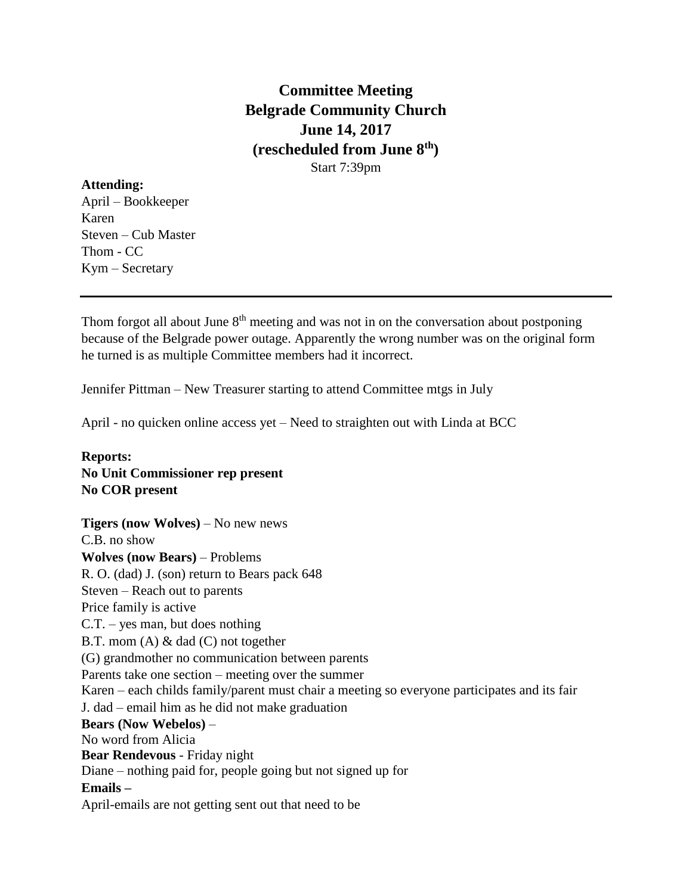# Committee Meeting
# Belgrade Community Church
# June 14, 2017
# (rescheduled from June 8th)

Start 7:39pm

**Attending:**
April – Bookkeeper
Karen
Steven – Cub Master
Thom - CC
Kym – Secretary

---

Thom forgot all about June 8th meeting and was not in on the conversation about postponing because of the Belgrade power outage. Apparently the wrong number was on the original form he turned is as multiple Committee members had it incorrect.

Jennifer Pittman – New Treasurer starting to attend Committee mtgs in July

April - no quicken online access yet – Need to straighten out with Linda at BCC

**Reports:**
**No Unit Commissioner rep present**
**No COR present**

**Tigers (now Wolves)** – No new news
C.B. no show
**Wolves (now Bears)** – Problems
R. O. (dad) J. (son) return to Bears pack 648
Steven – Reach out to parents
Price family is active
C.T. – yes man, but does nothing
B.T. mom (A) & dad (C) not together
(G) grandmother no communication between parents
Parents take one section – meeting over the summer
Karen – each childs family/parent must chair a meeting so everyone participates and its fair
J. dad – email him as he did not make graduation
**Bears (Now Webelos)** –
No word from Alicia
**Bear Rendevous** - Friday night
Diane – nothing paid for, people going but not signed up for
**Emails –**
April-emails are not getting sent out that need to be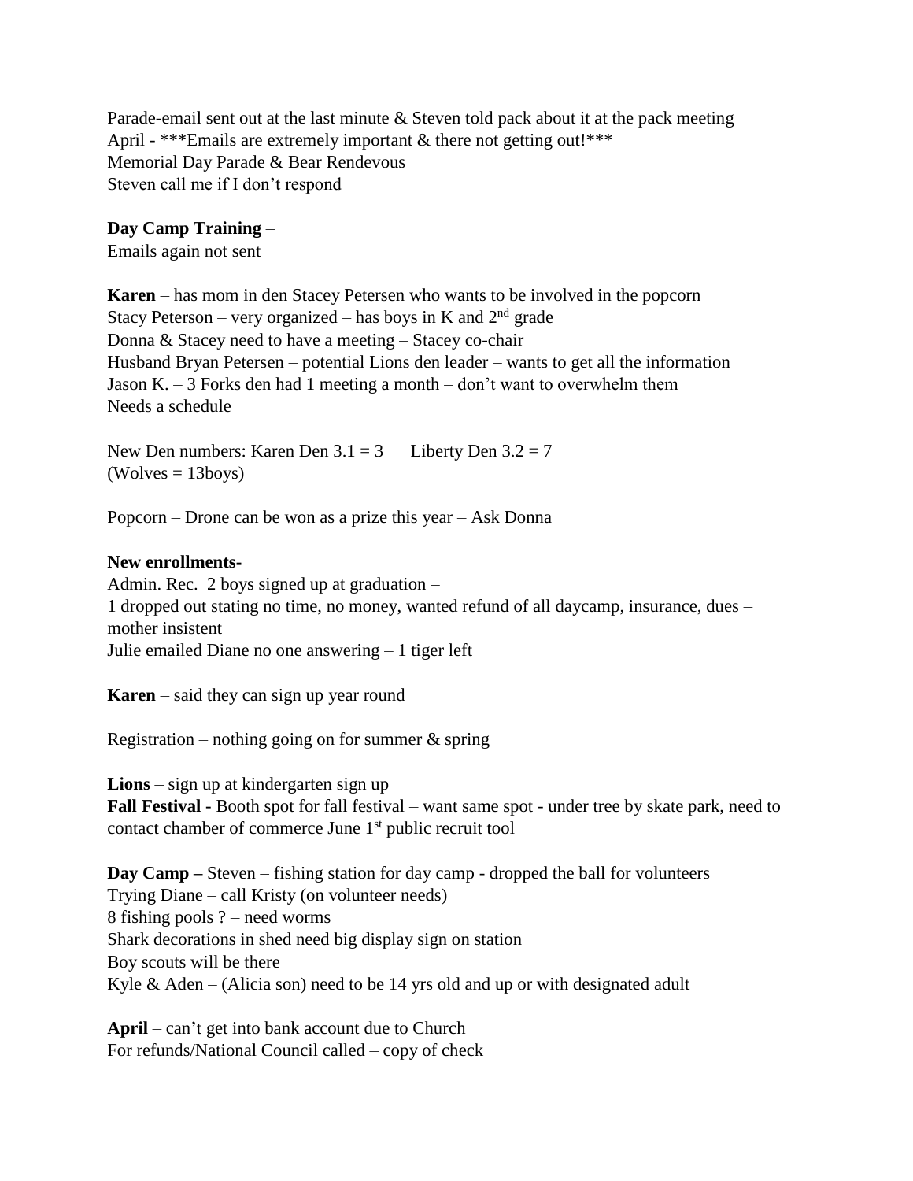Parade-email sent out at the last minute & Steven told pack about it at the pack meeting
April - ***Emails are extremely important & there not getting out!***
Memorial Day Parade & Bear Rendevous
Steven call me if I don't respond

**Day Camp Training** –
Emails again not sent

**Karen** – has mom in den Stacey Petersen who wants to be involved in the popcorn
Stacy Peterson – very organized – has boys in K and 2nd grade
Donna & Stacey need to have a meeting – Stacey co-chair
Husband Bryan Petersen – potential Lions den leader – wants to get all the information
Jason K. – 3 Forks den had 1 meeting a month – don't want to overwhelm them
Needs a schedule

New Den numbers: Karen Den 3.1 = 3 Liberty Den 3.2 = 7
(Wolves = 13boys)

Popcorn – Drone can be won as a prize this year – Ask Donna

**New enrollments-**
Admin. Rec. 2 boys signed up at graduation –
1 dropped out stating no time, no money, wanted refund of all daycamp, insurance, dues – mother insistent
Julie emailed Diane no one answering – 1 tiger left

**Karen** – said they can sign up year round

Registration – nothing going on for summer & spring

**Lions** – sign up at kindergarten sign up
**Fall Festival -** Booth spot for fall festival – want same spot - under tree by skate park, need to contact chamber of commerce June 1st public recruit tool

**Day Camp –** Steven – fishing station for day camp - dropped the ball for volunteers
Trying Diane – call Kristy (on volunteer needs)
8 fishing pools ? – need worms
Shark decorations in shed need big display sign on station
Boy scouts will be there
Kyle & Aden – (Alicia son) need to be 14 yrs old and up or with designated adult

**April** – can't get into bank account due to Church
For refunds/National Council called – copy of check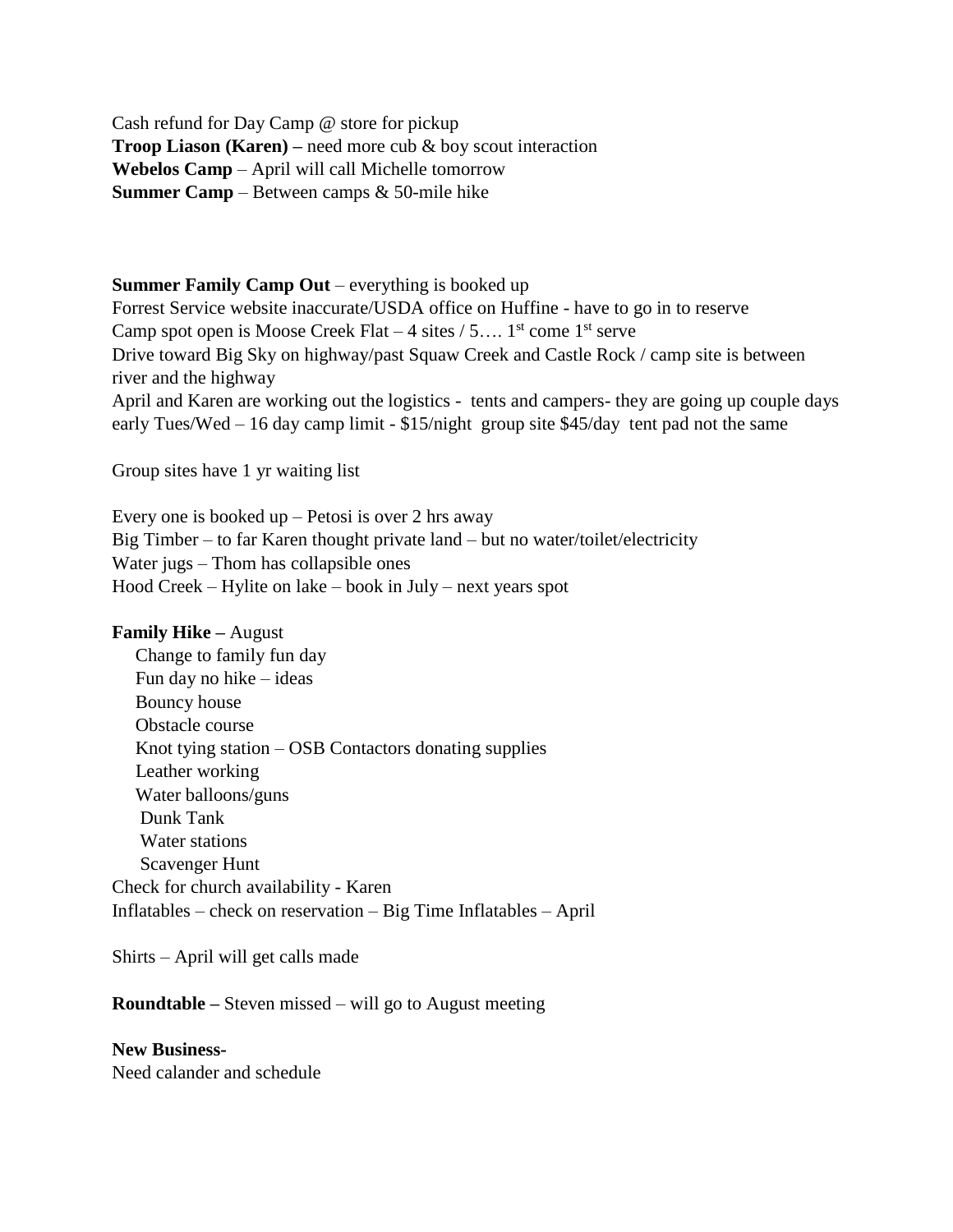Cash refund for Day Camp @ store for pickup
**Troop Liason (Karen) –** need more cub & boy scout interaction
**Webelos Camp** – April will call Michelle tomorrow
**Summer Camp** – Between camps & 50-mile hike

**Summer Family Camp Out** – everything is booked up
Forrest Service website inaccurate/USDA office on Huffine - have to go in to reserve
Camp spot open is Moose Creek Flat – 4 sites / 5…. 1st come 1st serve
Drive toward Big Sky on highway/past Squaw Creek and Castle Rock / camp site is between river and the highway
April and Karen are working out the logistics - tents and campers- they are going up couple days early Tues/Wed – 16 day camp limit - $15/night group site $45/day tent pad not the same

Group sites have 1 yr waiting list

Every one is booked up – Petosi is over 2 hrs away
Big Timber – to far Karen thought private land – but no water/toilet/electricity
Water jugs – Thom has collapsible ones
Hood Creek – Hylite on lake – book in July – next years spot

**Family Hike –** August
- Change to family fun day
- Fun day no hike – ideas
- Bouncy house
- Obstacle course
- Knot tying station – OSB Contactors donating supplies
- Leather working
- Water balloons/guns
- Dunk Tank
- Water stations
- Scavenger Hunt

Check for church availability - Karen
Inflatables – check on reservation – Big Time Inflatables – April

Shirts – April will get calls made

**Roundtable –** Steven missed – will go to August meeting

**New Business-**
Need calander and schedule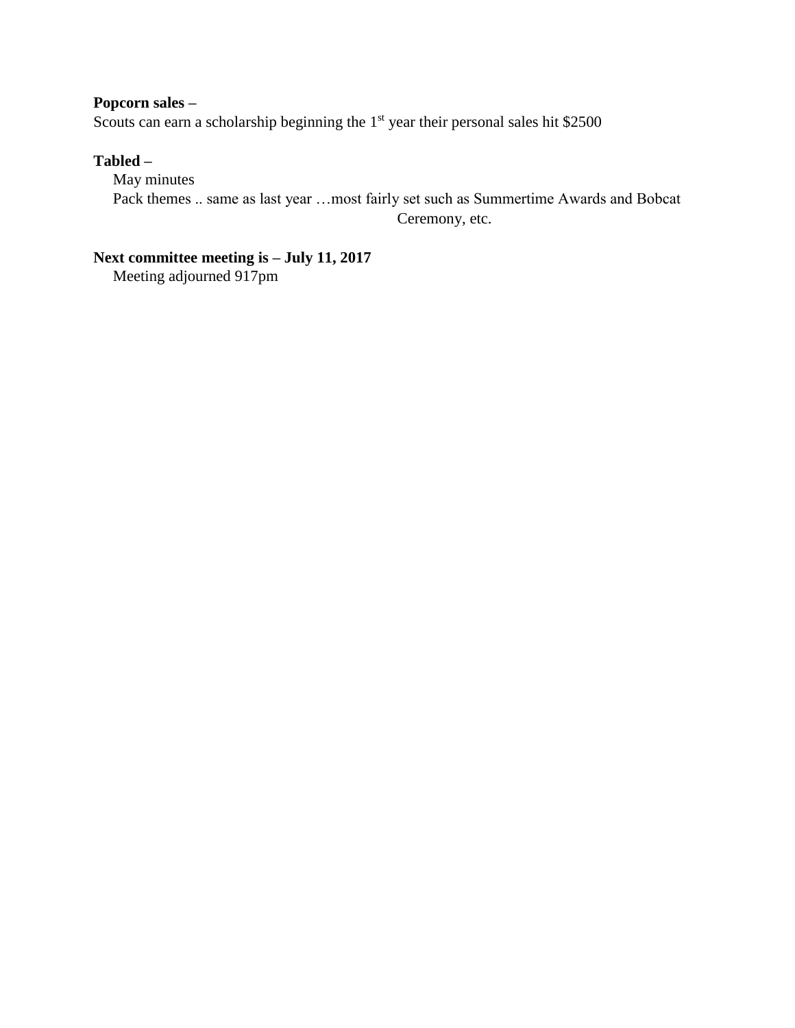**Popcorn sales –**
Scouts can earn a scholarship beginning the 1st year their personal sales hit $2500

**Tabled –**

May minutes

Pack themes .. same as last year …most fairly set such as Summertime Awards and Bobcat Ceremony, etc.

**Next committee meeting is – July 11, 2017**

Meeting adjourned 917pm